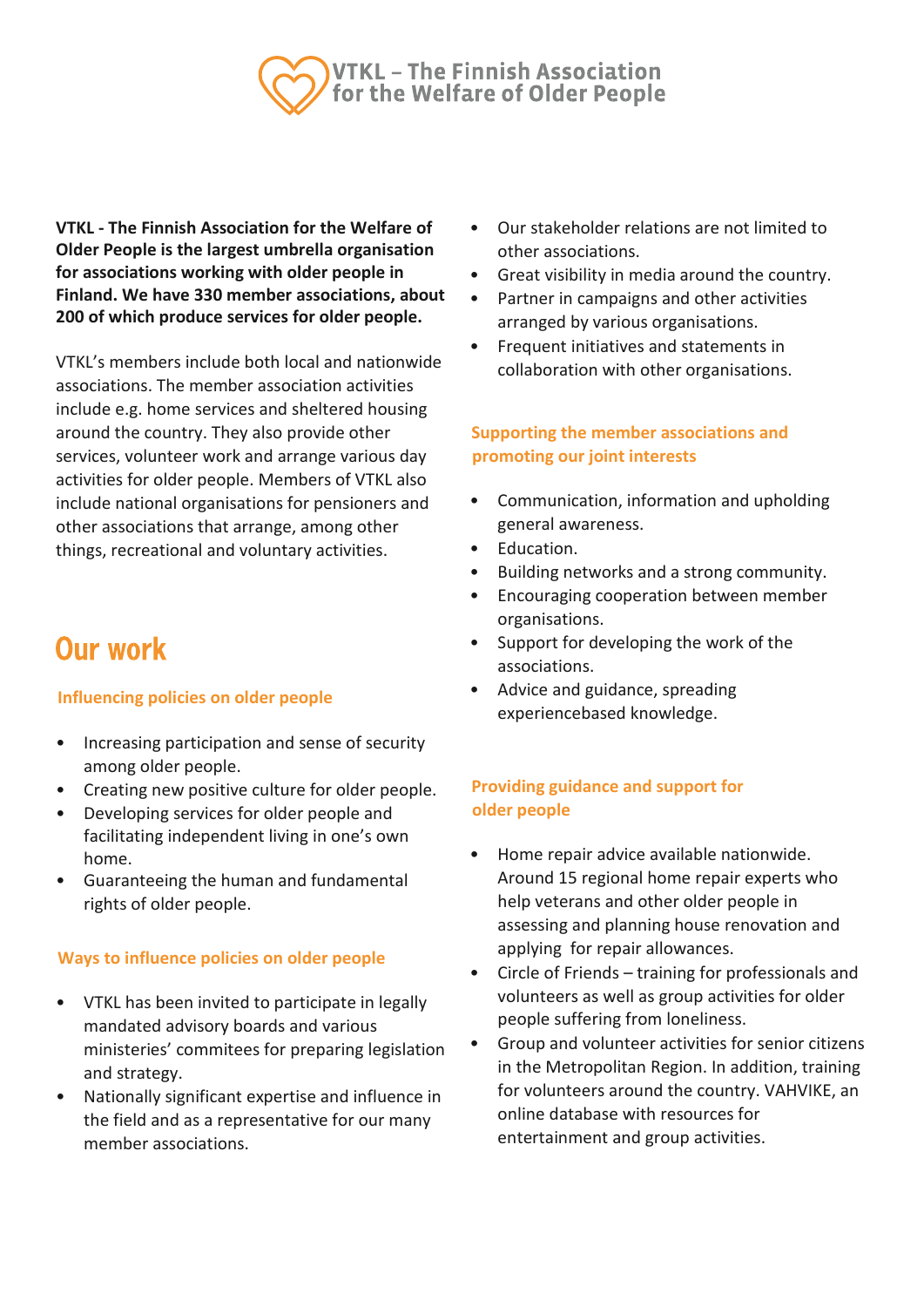# VTKL – The Finnish Association for the Welfare of Older People

**VTKL - The Finnish Association for the Welfare of Older People is the largest umbrella organisation for associations working with older people in Finland. We have 330 member associations, about 200 of which produce services for older people.**

VTKL's members include both local and nationwide associations. The member association activities include e.g. home services and sheltered housing around the country. They also provide other services, volunteer work and arrange various day activities for older people. Members of VTKL also include national organisations for pensioners and other associations that arrange, among other things, recreational and voluntary activities.

## Our work

### Influencing policies on older people

- Increasing participation and sense of security among older people.
- Creating new positive culture for older people.
- Developing services for older people and facilitating independent living in one's own home.
- Guaranteeing the human and fundamental rights of older people.

### Ways to influence policies on older people

- VTKL has been invited to participate in legally mandated advisory boards and various ministeries' commitees for preparing legislation and strategy.
- Nationally significant expertise and influence in the field and as a representative for our many member associations.
- Our stakeholder relations are not limited to other associations.
- Great visibility in media around the country.
- Partner in campaigns and other activities arranged by various organisations.
- Frequent initiatives and statements in collaboration with other organisations.

### Supporting the member associations and promoting our joint interests

- Communication, information and upholding general awareness.
- Education.
- Building networks and a strong community.
- Encouraging cooperation between member organisations.
- Support for developing the work of the associations.
- Advice and guidance, spreading experiencebased knowledge.

### Providing guidance and support for older people

- Home repair advice available nationwide. Around 15 regional home repair experts who help veterans and other older people in assessing and planning house renovation and applying for repair allowances.
- Circle of Friends – training for professionals and volunteers as well as group activities for older people suffering from loneliness.
- Group and volunteer activities for senior citizens in the Metropolitan Region. In addition, training for volunteers around the country. VAHVIKE, an online database with resources for entertainment and group activities.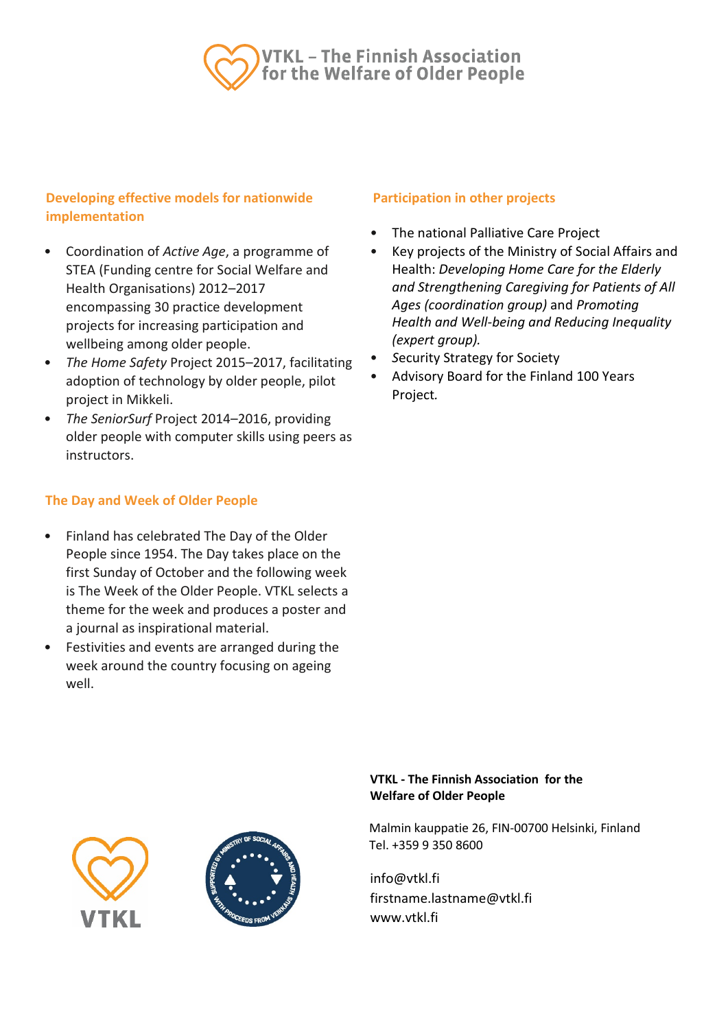# VTKL – The Finnish Association for the Welfare of Older People

## Developing effective models for nationwide implementation

- Coordination of *Active Age*, a programme of STEA (Funding centre for Social Welfare and Health Organisations) 2012–2017 encompassing 30 practice development projects for increasing participation and wellbeing among older people.
- *The Home Safety* Project 2015–2017, facilitating adoption of technology by older people, pilot project in Mikkeli.
- *The SeniorSurf* Project 2014–2016, providing older people with computer skills using peers as instructors.

## The Day and Week of Older People

- Finland has celebrated The Day of the Older People since 1954. The Day takes place on the first Sunday of October and the following week is The Week of the Older People. VTKL selects a theme for the week and produces a poster and a journal as inspirational material.
- Festivities and events are arranged during the week around the country focusing on ageing well.

## Participation in other projects

- The national Palliative Care Project
- Key projects of the Ministry of Social Affairs and Health: *Developing Home Care for the Elderly and Strengthening Caregiving for Patients of All Ages (coordination group)* and *Promoting Health and Well-being and Reducing Inequality (expert group).*
- *S*ecurity Strategy for Society
- Advisory Board for the Finland 100 Years Project*.*

VTKL

SUPPORTED BY MINISTRY OF SOCIAL AFFAIRS AND HEALTH WITH PROCEEDS FROM VEIKKAUS

**VTKL - The Finnish Association for the Welfare of Older People**

Malmin kauppatie 26, FIN-00700 Helsinki, Finland
Tel. +359 9 350 8600

info@vtkl.fi
firstname.lastname@vtkl.fi
www.vtkl.fi